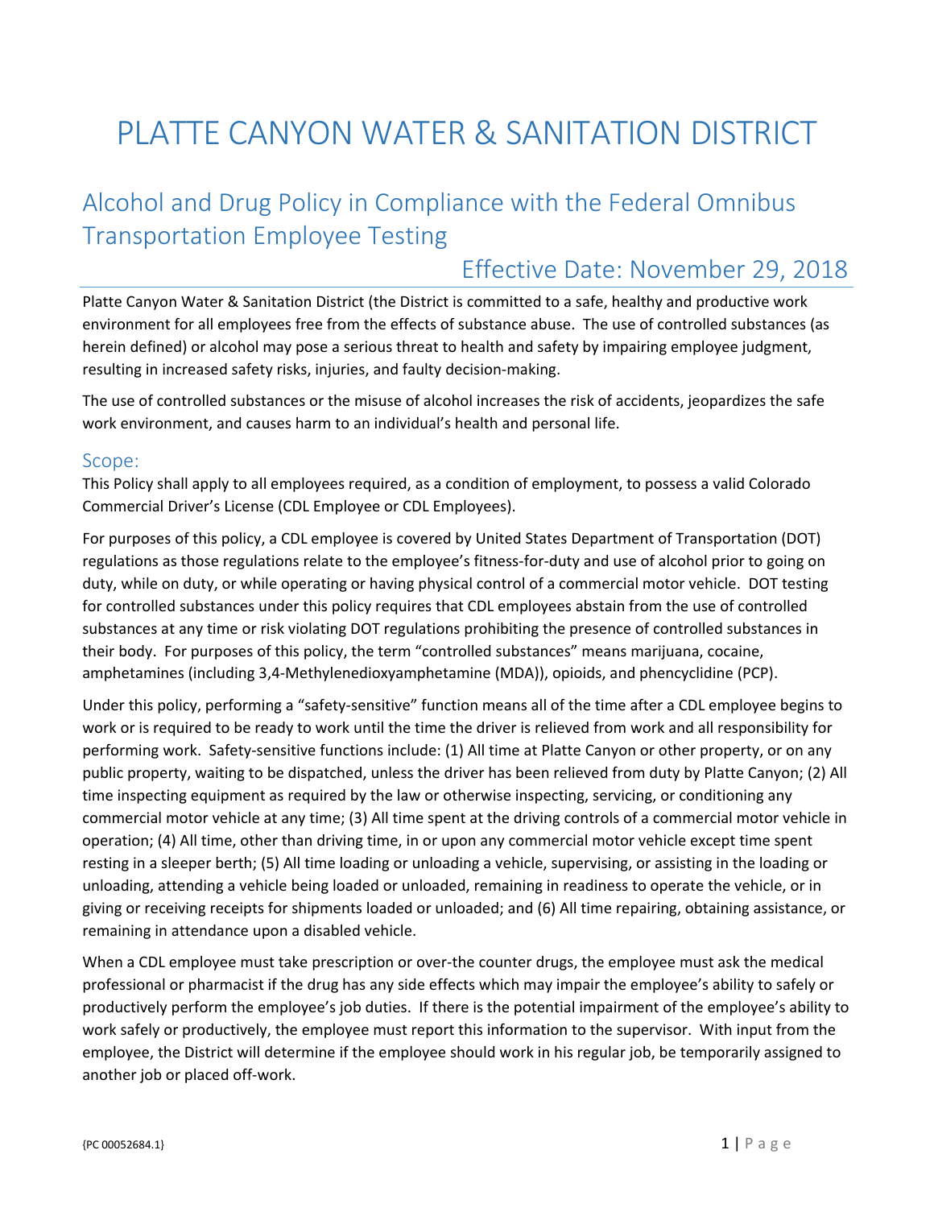# PLATTE CANYON WATER & SANITATION DISTRICT

## Alcohol and Drug Policy in Compliance with the Federal Omnibus Transportation Employee Testing

### Effective Date: November 29, 2018

Platte Canyon Water & Sanitation District (the District is committed to a safe, healthy and productive work environment for all employees free from the effects of substance abuse. The use of controlled substances (as herein defined) or alcohol may pose a serious threat to health and safety by impairing employee judgment, resulting in increased safety risks, injuries, and faulty decision-making.

The use of controlled substances or the misuse of alcohol increases the risk of accidents, jeopardizes the safe work environment, and causes harm to an individual's health and personal life.

### Scope:

This Policy shall apply to all employees required, as a condition of employment, to possess a valid Colorado Commercial Driver's License (CDL Employee or CDL Employees).

For purposes of this policy, a CDL employee is covered by United States Department of Transportation (DOT) regulations as those regulations relate to the employee's fitness-for-duty and use of alcohol prior to going on duty, while on duty, or while operating or having physical control of a commercial motor vehicle. DOT testing for controlled substances under this policy requires that CDL employees abstain from the use of controlled substances at any time or risk violating DOT regulations prohibiting the presence of controlled substances in their body. For purposes of this policy, the term "controlled substances" means marijuana, cocaine, amphetamines (including 3,4-Methylenedioxyamphetamine (MDA)), opioids, and phencyclidine (PCP).

Under this policy, performing a "safety-sensitive" function means all of the time after a CDL employee begins to work or is required to be ready to work until the time the driver is relieved from work and all responsibility for performing work. Safety-sensitive functions include: (1) All time at Platte Canyon or other property, or on any public property, waiting to be dispatched, unless the driver has been relieved from duty by Platte Canyon; (2) All time inspecting equipment as required by the law or otherwise inspecting, servicing, or conditioning any commercial motor vehicle at any time; (3) All time spent at the driving controls of a commercial motor vehicle in operation; (4) All time, other than driving time, in or upon any commercial motor vehicle except time spent resting in a sleeper berth; (5) All time loading or unloading a vehicle, supervising, or assisting in the loading or unloading, attending a vehicle being loaded or unloaded, remaining in readiness to operate the vehicle, or in giving or receiving receipts for shipments loaded or unloaded; and (6) All time repairing, obtaining assistance, or remaining in attendance upon a disabled vehicle.

When a CDL employee must take prescription or over-the counter drugs, the employee must ask the medical professional or pharmacist if the drug has any side effects which may impair the employee's ability to safely or productively perform the employee's job duties. If there is the potential impairment of the employee's ability to work safely or productively, the employee must report this information to the supervisor. With input from the employee, the District will determine if the employee should work in his regular job, be temporarily assigned to another job or placed off-work.

{PC 00052684.1}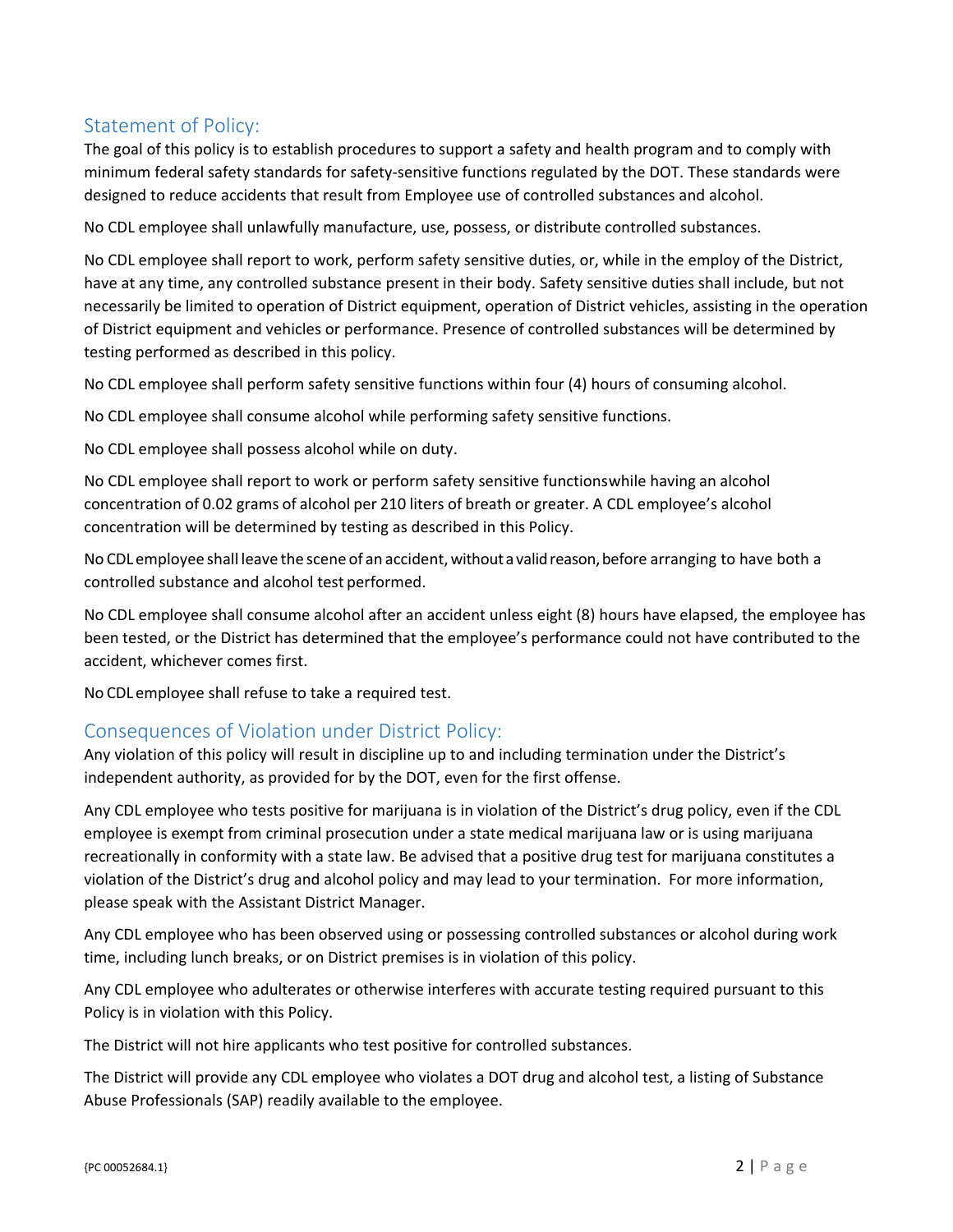## Statement of Policy:

The goal of this policy is to establish procedures to support a safety and health program and to comply with minimum federal safety standards for safety-sensitive functions regulated by the DOT. These standards were designed to reduce accidents that result from Employee use of controlled substances and alcohol.

No CDL employee shall unlawfully manufacture, use, possess, or distribute controlled substances.

No CDL employee shall report to work, perform safety sensitive duties, or, while in the employ of the District, have at any time, any controlled substance present in their body. Safety sensitive duties shall include, but not necessarily be limited to operation of District equipment, operation of District vehicles, assisting in the operation of District equipment and vehicles or performance. Presence of controlled substances will be determined by testing performed as described in this policy.

No CDL employee shall perform safety sensitive functions within four (4) hours of consuming alcohol.

No CDL employee shall consume alcohol while performing safety sensitive functions.

No CDL employee shall possess alcohol while on duty.

No CDL employee shall report to work or perform safety sensitive functionswhile having an alcohol concentration of 0.02 grams of alcohol per 210 liters of breath or greater. A CDL employee's alcohol concentration will be determined by testing as described in this Policy.

No CDL employee shall leave the scene of an accident, without a valid reason, before arranging to have both a controlled substance and alcohol test performed.

No CDL employee shall consume alcohol after an accident unless eight (8) hours have elapsed, the employee has been tested, or the District has determined that the employee's performance could not have contributed to the accident, whichever comes first.

No CDL employee shall refuse to take a required test.

## Consequences of Violation under District Policy:

Any violation of this policy will result in discipline up to and including termination under the District's independent authority, as provided for by the DOT, even for the first offense.

Any CDL employee who tests positive for marijuana is in violation of the District's drug policy, even if the CDL employee is exempt from criminal prosecution under a state medical marijuana law or is using marijuana recreationally in conformity with a state law. Be advised that a positive drug test for marijuana constitutes a violation of the District's drug and alcohol policy and may lead to your termination. For more information, please speak with the Assistant District Manager.

Any CDL employee who has been observed using or possessing controlled substances or alcohol during work time, including lunch breaks, or on District premises is in violation of this policy.

Any CDL employee who adulterates or otherwise interferes with accurate testing required pursuant to this Policy is in violation with this Policy.

The District will not hire applicants who test positive for controlled substances.

The District will provide any CDL employee who violates a DOT drug and alcohol test, a listing of Substance Abuse Professionals (SAP) readily available to the employee.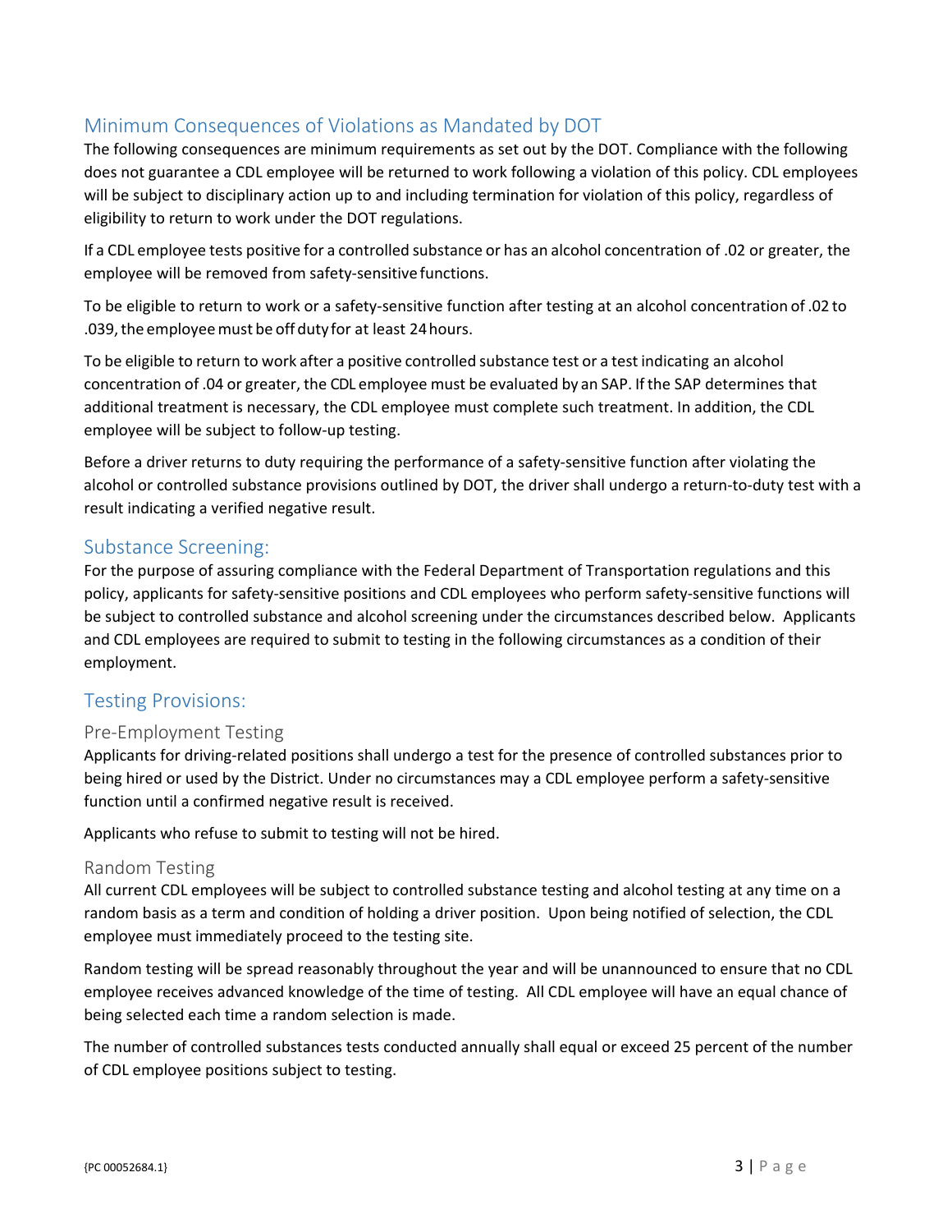## Minimum Consequences of Violations as Mandated by DOT

The following consequences are minimum requirements as set out by the DOT. Compliance with the following does not guarantee a CDL employee will be returned to work following a violation of this policy. CDL employees will be subject to disciplinary action up to and including termination for violation of this policy, regardless of eligibility to return to work under the DOT regulations.

If a CDL employee tests positive for a controlled substance or has an alcohol concentration of .02 or greater, the employee will be removed from safety-sensitive functions.

To be eligible to return to work or a safety-sensitive function after testing at an alcohol concentration of .02 to .039, the employee must be off duty for at least 24 hours.

To be eligible to return to work after a positive controlled substance test or a test indicating an alcohol concentration of .04 or greater, the CDL employee must be evaluated by an SAP. If the SAP determines that additional treatment is necessary, the CDL employee must complete such treatment. In addition, the CDL employee will be subject to follow-up testing.

Before a driver returns to duty requiring the performance of a safety-sensitive function after violating the alcohol or controlled substance provisions outlined by DOT, the driver shall undergo a return-to-duty test with a result indicating a verified negative result.

## Substance Screening:

For the purpose of assuring compliance with the Federal Department of Transportation regulations and this policy, applicants for safety-sensitive positions and CDL employees who perform safety-sensitive functions will be subject to controlled substance and alcohol screening under the circumstances described below. Applicants and CDL employees are required to submit to testing in the following circumstances as a condition of their employment.

## Testing Provisions:

### Pre-Employment Testing

Applicants for driving-related positions shall undergo a test for the presence of controlled substances prior to being hired or used by the District. Under no circumstances may a CDL employee perform a safety-sensitive function until a confirmed negative result is received.

Applicants who refuse to submit to testing will not be hired.

### Random Testing

All current CDL employees will be subject to controlled substance testing and alcohol testing at any time on a random basis as a term and condition of holding a driver position. Upon being notified of selection, the CDL employee must immediately proceed to the testing site.

Random testing will be spread reasonably throughout the year and will be unannounced to ensure that no CDL employee receives advanced knowledge of the time of testing. All CDL employee will have an equal chance of being selected each time a random selection is made.

The number of controlled substances tests conducted annually shall equal or exceed 25 percent of the number of CDL employee positions subject to testing.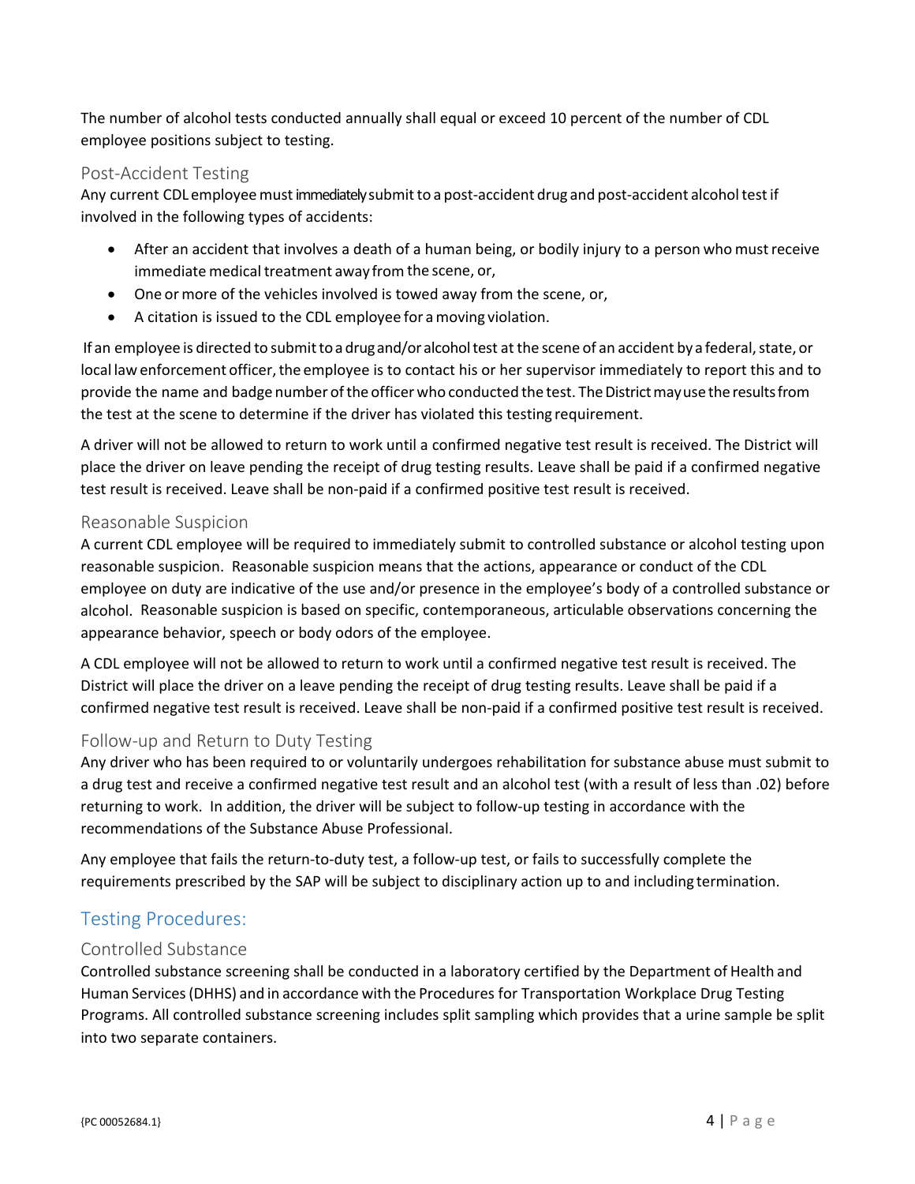The number of alcohol tests conducted annually shall equal or exceed 10 percent of the number of CDL employee positions subject to testing.

### Post-Accident Testing

Any current CDL employee must immediately submit to a post-accident drug and post-accident alcohol test if involved in the following types of accidents:

- After an accident that involves a death of a human being, or bodily injury to a person who must receive immediate medical treatment away from the scene, or,
- One or more of the vehicles involved is towed away from the scene, or,
- A citation is issued to the CDL employee for a moving violation.

If an employee is directed to submit to a drug and/or alcohol test at the scene of an accident by a federal, state, or local law enforcement officer, the employee is to contact his or her supervisor immediately to report this and to provide the name and badge number of the officer who conducted the test. The District may use the results from the test at the scene to determine if the driver has violated this testing requirement.

A driver will not be allowed to return to work until a confirmed negative test result is received. The District will place the driver on leave pending the receipt of drug testing results. Leave shall be paid if a confirmed negative test result is received. Leave shall be non-paid if a confirmed positive test result is received.

### Reasonable Suspicion

A current CDL employee will be required to immediately submit to controlled substance or alcohol testing upon reasonable suspicion. Reasonable suspicion means that the actions, appearance or conduct of the CDL employee on duty are indicative of the use and/or presence in the employee's body of a controlled substance or alcohol. Reasonable suspicion is based on specific, contemporaneous, articulable observations concerning the appearance behavior, speech or body odors of the employee.

A CDL employee will not be allowed to return to work until a confirmed negative test result is received. The District will place the driver on a leave pending the receipt of drug testing results. Leave shall be paid if a confirmed negative test result is received. Leave shall be non-paid if a confirmed positive test result is received.

### Follow-up and Return to Duty Testing

Any driver who has been required to or voluntarily undergoes rehabilitation for substance abuse must submit to a drug test and receive a confirmed negative test result and an alcohol test (with a result of less than .02) before returning to work. In addition, the driver will be subject to follow-up testing in accordance with the recommendations of the Substance Abuse Professional.

Any employee that fails the return-to-duty test, a follow-up test, or fails to successfully complete the requirements prescribed by the SAP will be subject to disciplinary action up to and including termination.

## Testing Procedures:

### Controlled Substance

Controlled substance screening shall be conducted in a laboratory certified by the Department of Health and Human Services (DHHS) and in accordance with the Procedures for Transportation Workplace Drug Testing Programs. All controlled substance screening includes split sampling which provides that a urine sample be split into two separate containers.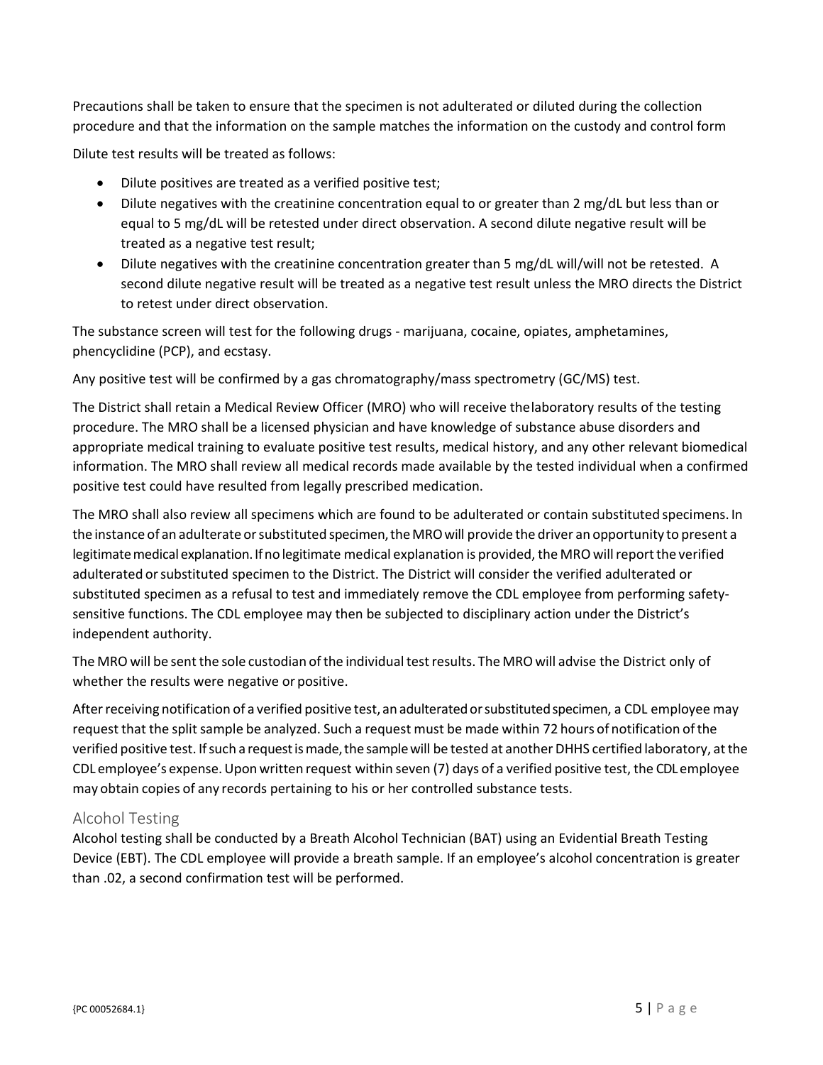Precautions shall be taken to ensure that the specimen is not adulterated or diluted during the collection procedure and that the information on the sample matches the information on the custody and control form

Dilute test results will be treated as follows:

- Dilute positives are treated as a verified positive test;
- Dilute negatives with the creatinine concentration equal to or greater than 2 mg/dL but less than or equal to 5 mg/dL will be retested under direct observation. A second dilute negative result will be treated as a negative test result;
- Dilute negatives with the creatinine concentration greater than 5 mg/dL will/will not be retested. A second dilute negative result will be treated as a negative test result unless the MRO directs the District to retest under direct observation.

The substance screen will test for the following drugs - marijuana, cocaine, opiates, amphetamines, phencyclidine (PCP), and ecstasy.

Any positive test will be confirmed by a gas chromatography/mass spectrometry (GC/MS) test.

The District shall retain a Medical Review Officer (MRO) who will receive thelaboratory results of the testing procedure. The MRO shall be a licensed physician and have knowledge of substance abuse disorders and appropriate medical training to evaluate positive test results, medical history, and any other relevant biomedical information. The MRO shall review all medical records made available by the tested individual when a confirmed positive test could have resulted from legally prescribed medication.

The MRO shall also review all specimens which are found to be adulterated or contain substituted specimens. In the instance of an adulterate or substituted specimen, the MRO will provide the driver an opportunity to present a legitimate medical explanation. If no legitimate medical explanation is provided, the MRO will report the verified adulterated or substituted specimen to the District. The District will consider the verified adulterated or substituted specimen as a refusal to test and immediately remove the CDL employee from performing safety-sensitive functions. The CDL employee may then be subjected to disciplinary action under the District's independent authority.

The MRO will be sent the sole custodian of the individual test results. The MRO will advise the District only of whether the results were negative or positive.

After receiving notification of a verified positive test, an adulterated or substituted specimen, a CDL employee may request that the split sample be analyzed. Such a request must be made within 72 hours of notification of the verified positive test. If such a request is made, the sample will be tested at another DHHS certified laboratory, at the CDL employee's expense. Upon written request within seven (7) days of a verified positive test, the CDL employee may obtain copies of any records pertaining to his or her controlled substance tests.

## Alcohol Testing

Alcohol testing shall be conducted by a Breath Alcohol Technician (BAT) using an Evidential Breath Testing Device (EBT). The CDL employee will provide a breath sample. If an employee's alcohol concentration is greater than .02, a second confirmation test will be performed.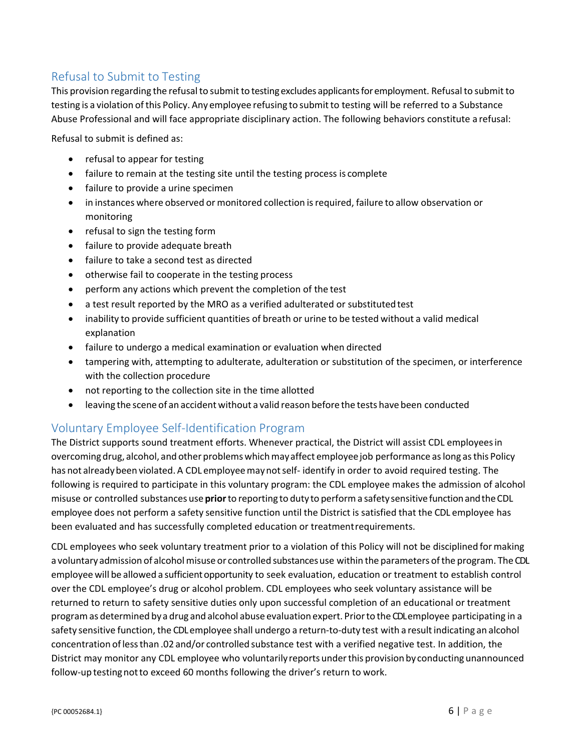## Refusal to Submit to Testing

This provision regarding the refusal to submit to testing excludes applicants for employment. Refusal to submit to testing is a violation of this Policy. Any employee refusing to submit to testing will be referred to a Substance Abuse Professional and will face appropriate disciplinary action. The following behaviors constitute a refusal:

Refusal to submit is defined as:

- refusal to appear for testing
- failure to remain at the testing site until the testing process is complete
- failure to provide a urine specimen
- in instances where observed or monitored collection is required, failure to allow observation or monitoring
- refusal to sign the testing form
- failure to provide adequate breath
- failure to take a second test as directed
- otherwise fail to cooperate in the testing process
- perform any actions which prevent the completion of the test
- a test result reported by the MRO as a verified adulterated or substituted test
- inability to provide sufficient quantities of breath or urine to be tested without a valid medical explanation
- failure to undergo a medical examination or evaluation when directed
- tampering with, attempting to adulterate, adulteration or substitution of the specimen, or interference with the collection procedure
- not reporting to the collection site in the time allotted
- leaving the scene of an accident without a valid reason before the tests have been conducted

## Voluntary Employee Self-Identification Program

The District supports sound treatment efforts. Whenever practical, the District will assist CDL employees in overcoming drug, alcohol, and other problems which may affect employee job performance as long as this Policy has not already been violated. A CDL employee may not self- identify in order to avoid required testing. The following is required to participate in this voluntary program: the CDL employee makes the admission of alcohol misuse or controlled substances use **prior** to reporting to duty to perform a safety sensitive function and the CDL employee does not perform a safety sensitive function until the District is satisfied that the CDL employee has been evaluated and has successfully completed education or treatment requirements.

CDL employees who seek voluntary treatment prior to a violation of this Policy will not be disciplined for making a voluntary admission of alcohol misuse or controlled substances use within the parameters of the program. The CDL employee will be allowed a sufficient opportunity to seek evaluation, education or treatment to establish control over the CDL employee's drug or alcohol problem. CDL employees who seek voluntary assistance will be returned to return to safety sensitive duties only upon successful completion of an educational or treatment program as determined by a drug and alcohol abuse evaluation expert. Prior to the CDL employee participating in a safety sensitive function, the CDL employee shall undergo a return-to-duty test with a result indicating an alcohol concentration of less than .02 and/or controlled substance test with a verified negative test. In addition, the District may monitor any CDL employee who voluntarily reports under this provision by conducting unannounced follow-up testing not to exceed 60 months following the driver's return to work.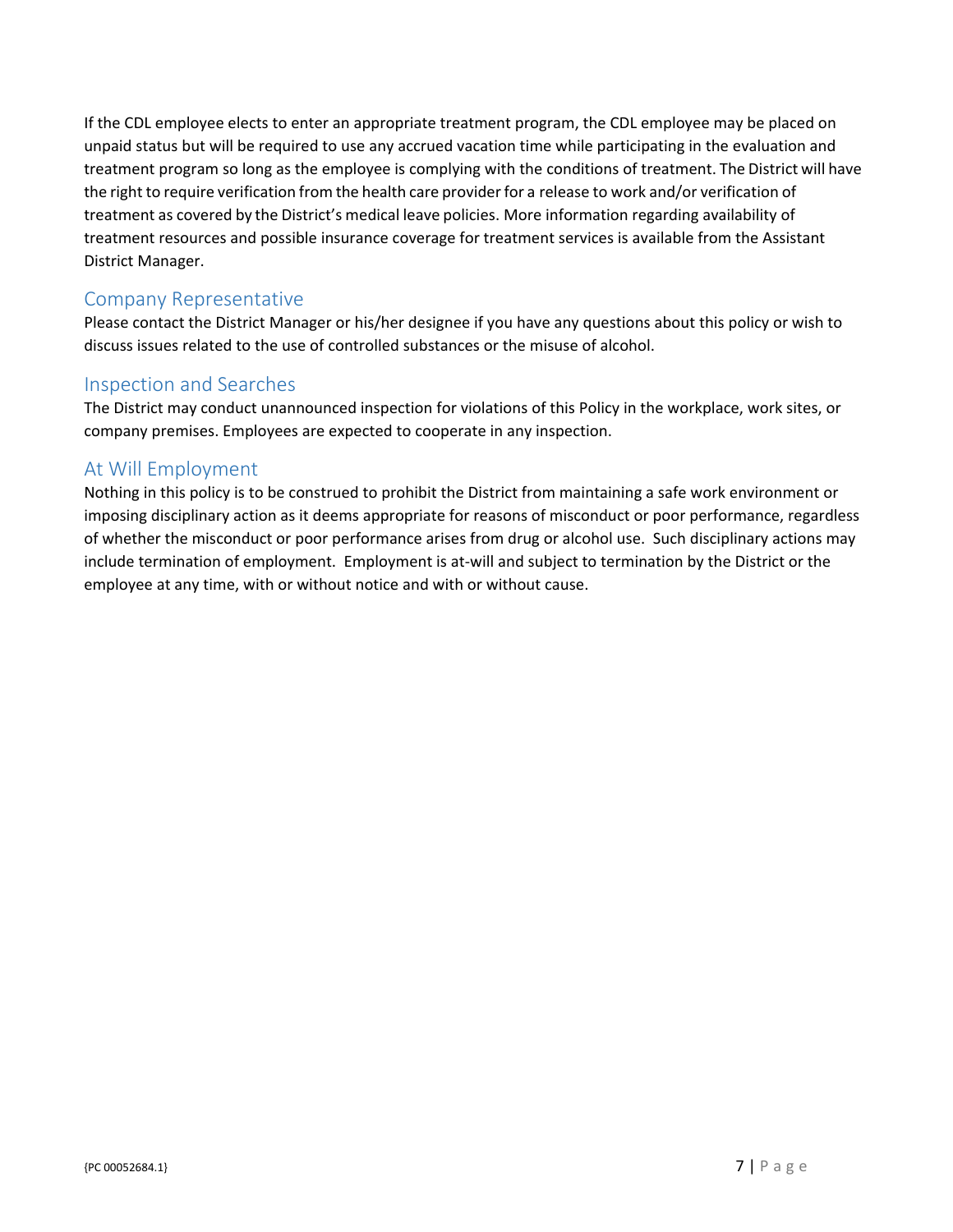If the CDL employee elects to enter an appropriate treatment program, the CDL employee may be placed on unpaid status but will be required to use any accrued vacation time while participating in the evaluation and treatment program so long as the employee is complying with the conditions of treatment. The District will have the right to require verification from the health care provider for a release to work and/or verification of treatment as covered by the District's medical leave policies. More information regarding availability of treatment resources and possible insurance coverage for treatment services is available from the Assistant District Manager.

## Company Representative

Please contact the District Manager or his/her designee if you have any questions about this policy or wish to discuss issues related to the use of controlled substances or the misuse of alcohol.

## Inspection and Searches

The District may conduct unannounced inspection for violations of this Policy in the workplace, work sites, or company premises. Employees are expected to cooperate in any inspection.

## At Will Employment

Nothing in this policy is to be construed to prohibit the District from maintaining a safe work environment or imposing disciplinary action as it deems appropriate for reasons of misconduct or poor performance, regardless of whether the misconduct or poor performance arises from drug or alcohol use. Such disciplinary actions may include termination of employment. Employment is at-will and subject to termination by the District or the employee at any time, with or without notice and with or without cause.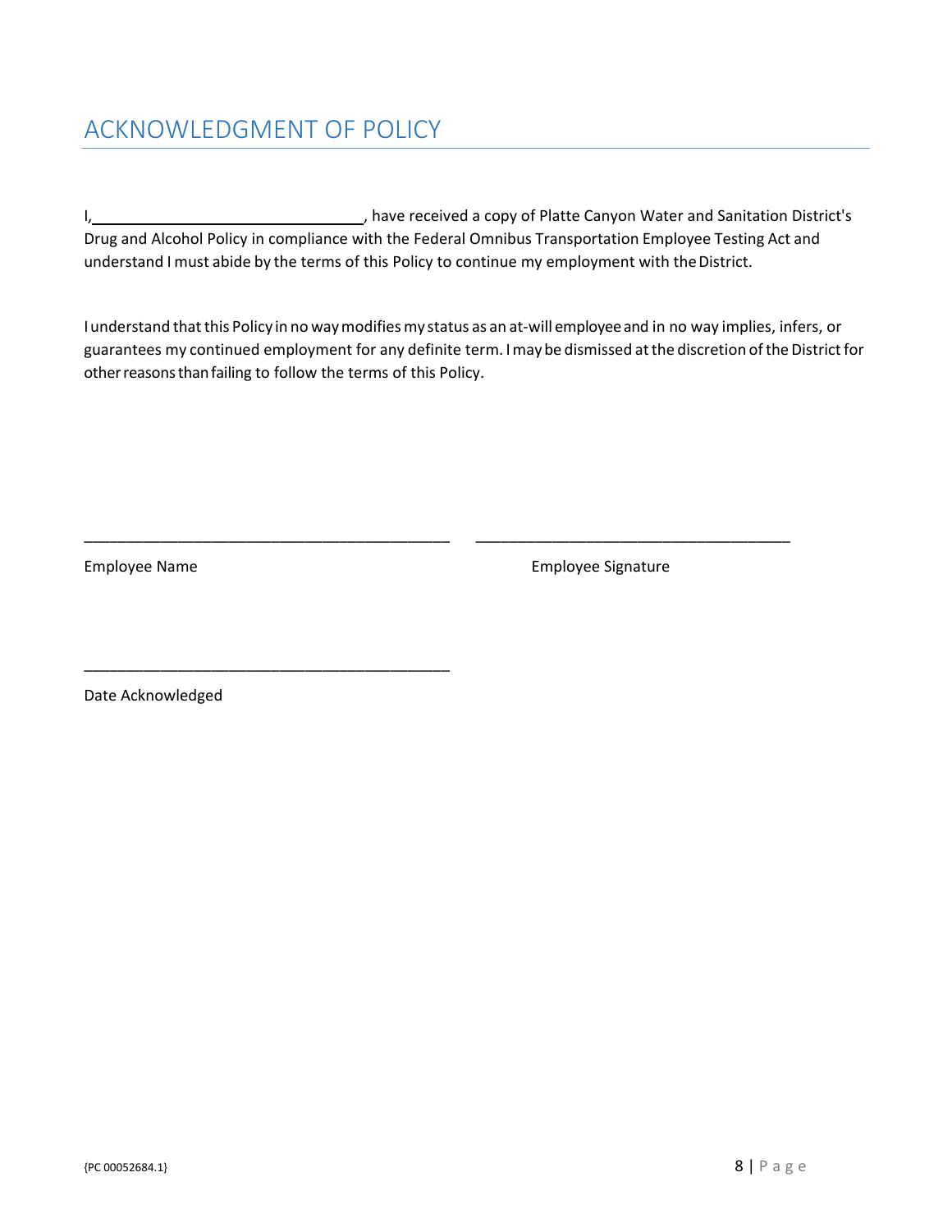# ACKNOWLEDGMENT OF POLICY

I, ________________________________, have received a copy of Platte Canyon Water and Sanitation District's Drug and Alcohol Policy in compliance with the Federal Omnibus Transportation Employee Testing Act and understand I must abide by the terms of this Policy to continue my employment with the District.

I understand that this Policy in no way modifies my status as an at-will employee and in no way implies, infers, or guarantees my continued employment for any definite term. I may be dismissed at the discretion of the District for other reasons than failing to follow the terms of this Policy.

___________________________________________ ___________________________________________

Employee Name Employee Signature

___________________________________________

Date Acknowledged

{PC 00052684.1}